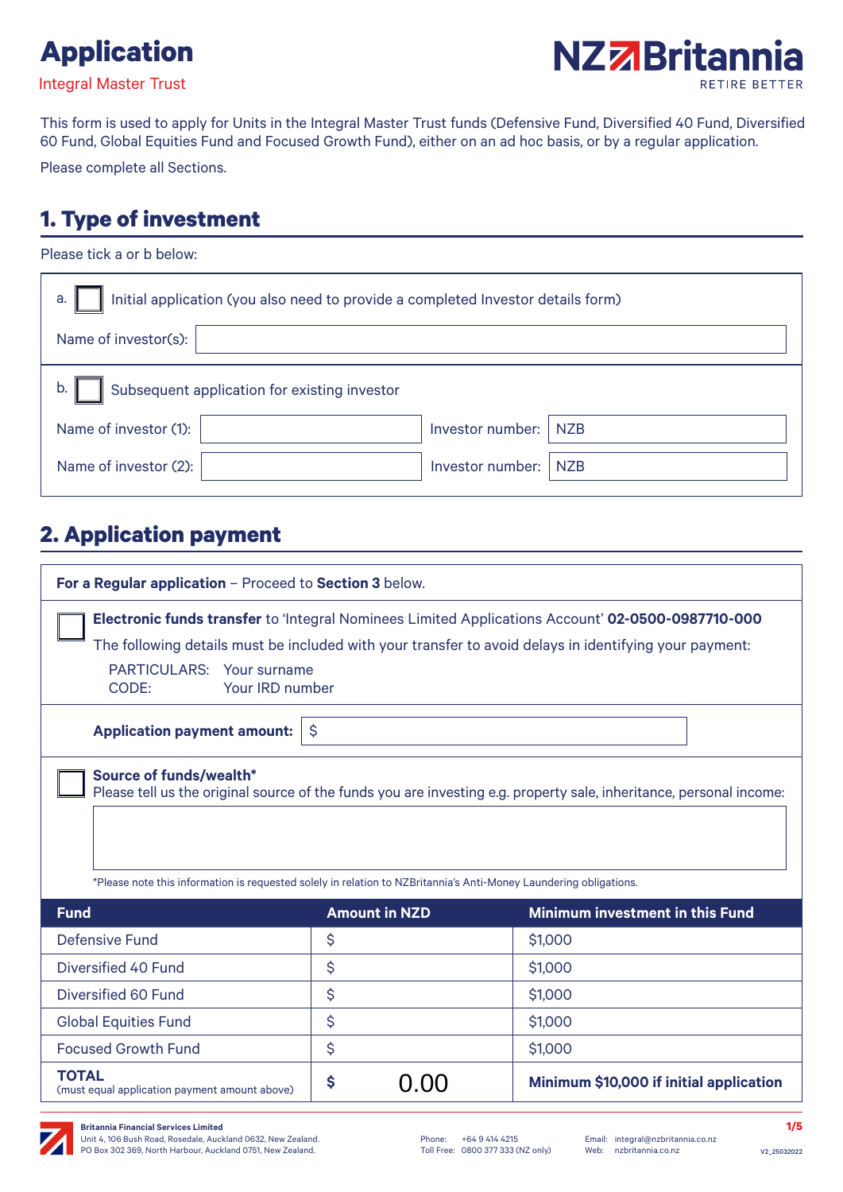# Application

Integral Master Trust

NZ Britannia RETIRE BETTER

This form is used to apply for Units in the Integral Master Trust funds (Defensive Fund, Diversified 40 Fund, Diversified 60 Fund, Global Equities Fund and Focused Growth Fund), either on an ad hoc basis, or by a regular application.

Please complete all Sections.

## 1. Type of investment

Please tick a or b below:

a. ☐ Initial application (you also need to provide a completed Investor details form)

Name of investor(s): ____________________

b. ☐ Subsequent application for existing investor

| Name of investor (1): | | Investor number: | NZB |
|---|---|---|---|
| Name of investor (2): | | Investor number: | NZB |

## 2. Application payment

**For a Regular application** – Proceed to **Section 3** below.

☐ **Electronic funds transfer** to 'Integral Nominees Limited Applications Account' **02-0500-0987710-000**

The following details must be included with your transfer to avoid delays in identifying your payment:

PARTICULARS: Your surname
CODE: Your IRD number

**Application payment amount:** $

☐ **Source of funds/wealth***
Please tell us the original source of the funds you are investing e.g. property sale, inheritance, personal income:

*Please note this information is requested solely in relation to NZBritannia's Anti-Money Laundering obligations.

| Fund | Amount in NZD | Minimum investment in this Fund |
|---|---|---|
| Defensive Fund | $ | $1,000 |
| Diversified 40 Fund | $ | $1,000 |
| Diversified 60 Fund | $ | $1,000 |
| Global Equities Fund | $ | $1,000 |
| Focused Growth Fund | $ | $1,000 |
| **TOTAL** (must equal application payment amount above) | **$** 0.00 | **Minimum $10,000 if initial application** |

**Britannia Financial Services Limited**
Unit 4, 106 Bush Road, Rosedale, Auckland 0632, New Zealand.
PO Box 302 369, North Harbour, Auckland 0751, New Zealand.

Phone: +64 9 414 4215
Toll Free: 0800 377 333 (NZ only)

Email: integral@nzbritannia.co.nz
Web: nzbritannia.co.nz

V2_25032022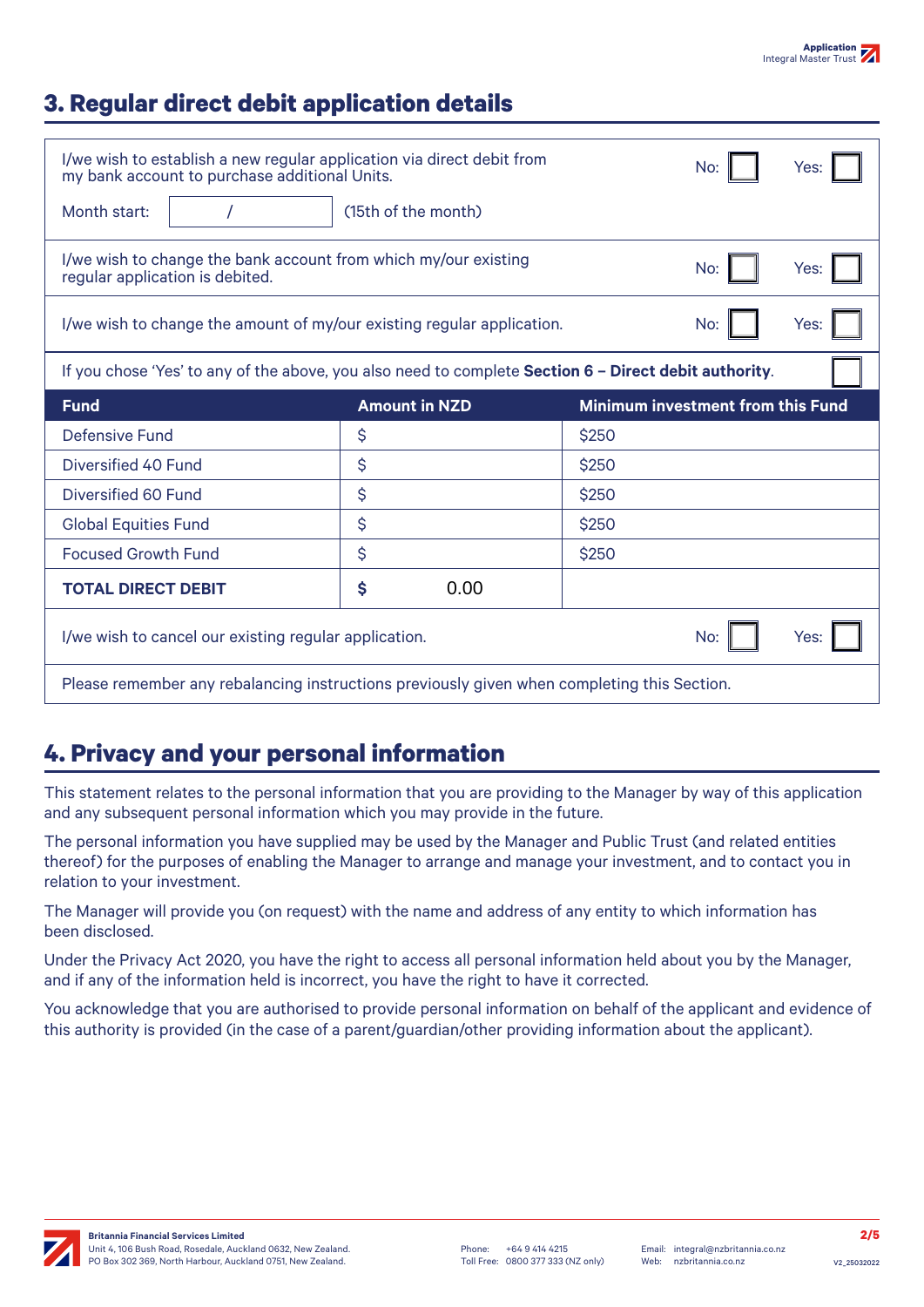## 3. Regular direct debit application details

I/we wish to establish a new regular application via direct debit from my bank account to purchase additional Units. No: ☐ Yes: ☐

Month start: &nbsp;&nbsp;&nbsp;&nbsp;/&nbsp;&nbsp;&nbsp;&nbsp; (15th of the month)

I/we wish to change the bank account from which my/our existing regular application is debited. No: ☐ Yes: ☐

I/we wish to change the amount of my/our existing regular application. No: ☐ Yes: ☐

If you chose 'Yes' to any of the above, you also need to complete **Section 6 – Direct debit authority**. ☐

| Fund | Amount in NZD | Minimum investment from this Fund |
|---|---|---|
| Defensive Fund | $ | $250 |
| Diversified 40 Fund | $ | $250 |
| Diversified 60 Fund | $ | $250 |
| Global Equities Fund | $ | $250 |
| Focused Growth Fund | $ | $250 |
| **TOTAL DIRECT DEBIT** | **$** 0.00 | |

I/we wish to cancel our existing regular application. No: ☐ Yes: ☐

Please remember any rebalancing instructions previously given when completing this Section.

## 4. Privacy and your personal information

This statement relates to the personal information that you are providing to the Manager by way of this application and any subsequent personal information which you may provide in the future.

The personal information you have supplied may be used by the Manager and Public Trust (and related entities thereof) for the purposes of enabling the Manager to arrange and manage your investment, and to contact you in relation to your investment.

The Manager will provide you (on request) with the name and address of any entity to which information has been disclosed.

Under the Privacy Act 2020, you have the right to access all personal information held about you by the Manager, and if any of the information held is incorrect, you have the right to have it corrected.

You acknowledge that you are authorised to provide personal information on behalf of the applicant and evidence of this authority is provided (in the case of a parent/guardian/other providing information about the applicant).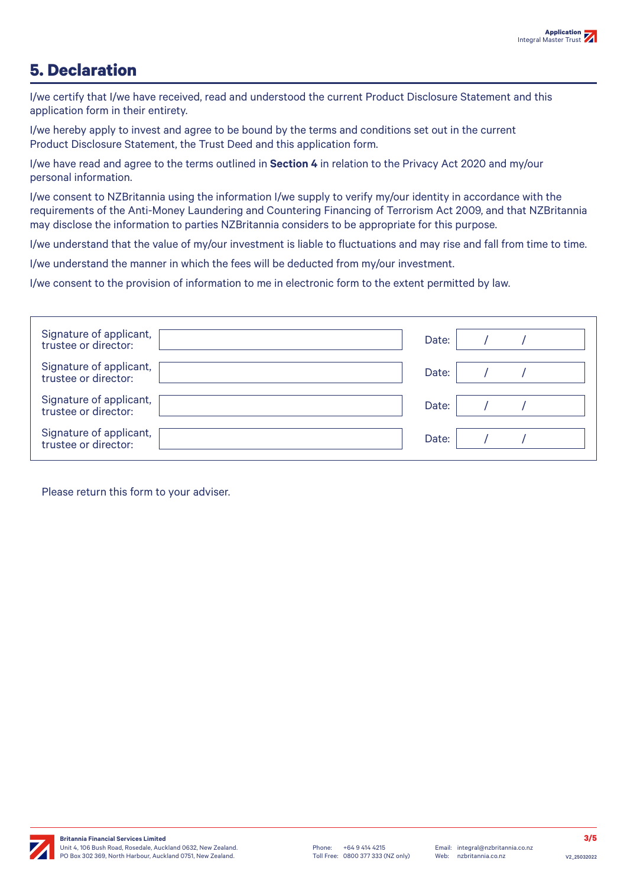## 5. Declaration

I/we certify that I/we have received, read and understood the current Product Disclosure Statement and this application form in their entirety.

I/we hereby apply to invest and agree to be bound by the terms and conditions set out in the current Product Disclosure Statement, the Trust Deed and this application form.

I/we have read and agree to the terms outlined in **Section 4** in relation to the Privacy Act 2020 and my/our personal information.

I/we consent to NZBritannia using the information I/we supply to verify my/our identity in accordance with the requirements of the Anti-Money Laundering and Countering Financing of Terrorism Act 2009, and that NZBritannia may disclose the information to parties NZBritannia considers to be appropriate for this purpose.

I/we understand that the value of my/our investment is liable to fluctuations and may rise and fall from time to time.

I/we understand the manner in which the fees will be deducted from my/our investment.

I/we consent to the provision of information to me in electronic form to the extent permitted by law.

| Signature of applicant, trustee or director: | | Date: | / / |
|---|---|---|---|
| Signature of applicant, trustee or director: | | Date: | / / |
| Signature of applicant, trustee or director: | | Date: | / / |
| Signature of applicant, trustee or director: | | Date: | / / |

Please return this form to your adviser.

**Britannia Financial Services Limited**
Unit 4, 106 Bush Road, Rosedale, Auckland 0632, New Zealand.
PO Box 302 369, North Harbour, Auckland 0751, New Zealand.

Phone: +64 9 414 4215
Toll Free: 0800 377 333 (NZ only)

Email: integral@nzbritannia.co.nz
Web: nzbritannia.co.nz

V2_25032022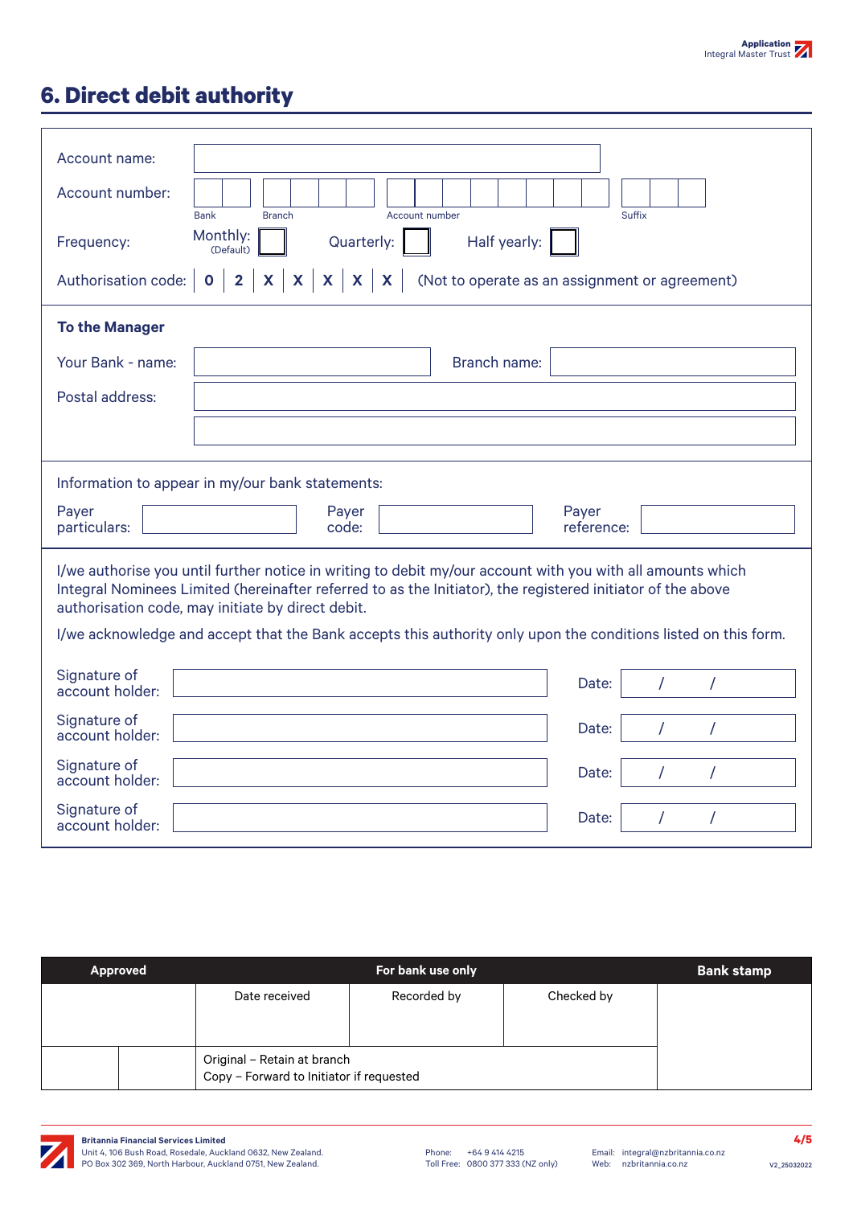## 6. Direct debit authority

Account name:

Account number:

| Bank | Branch | Account number | Suffix |
|---|---|---|---|
| | | | |

Frequency: Monthly: (Default) ☐ Quarterly: ☐ Half yearly: ☐

Authorisation code: | 0 | 2 | X | X | X | X | X | (Not to operate as an assignment or agreement)

**To the Manager**

Your Bank - name: Branch name:

Postal address:

Information to appear in my/our bank statements:

Payer particulars: Payer code: Payer reference:

I/we authorise you until further notice in writing to debit my/our account with you with all amounts which Integral Nominees Limited (hereinafter referred to as the Initiator), the registered initiator of the above authorisation code, may initiate by direct debit.

I/we acknowledge and accept that the Bank accepts this authority only upon the conditions listed on this form.

| Signature of account holder: | | Date: | / / |
|---|---|---|---|
| Signature of account holder: | | Date: | / / |
| Signature of account holder: | | Date: | / / |
| Signature of account holder: | | Date: | / / |

| Approved | | For bank use only | | | Bank stamp |
|---|---|---|---|---|---|
| | | Date received | Recorded by | Checked by | |
| | | Original – Retain at branch<br>Copy – Forward to Initiator if requested | | | |

**Britannia Financial Services Limited**
Unit 4, 106 Bush Road, Rosedale, Auckland 0632, New Zealand.
PO Box 302 369, North Harbour, Auckland 0751, New Zealand.

Phone: +64 9 414 4215
Toll Free: 0800 377 333 (NZ only)

Email: integral@nzbritannia.co.nz
Web: nzbritannia.co.nz

V2_25032022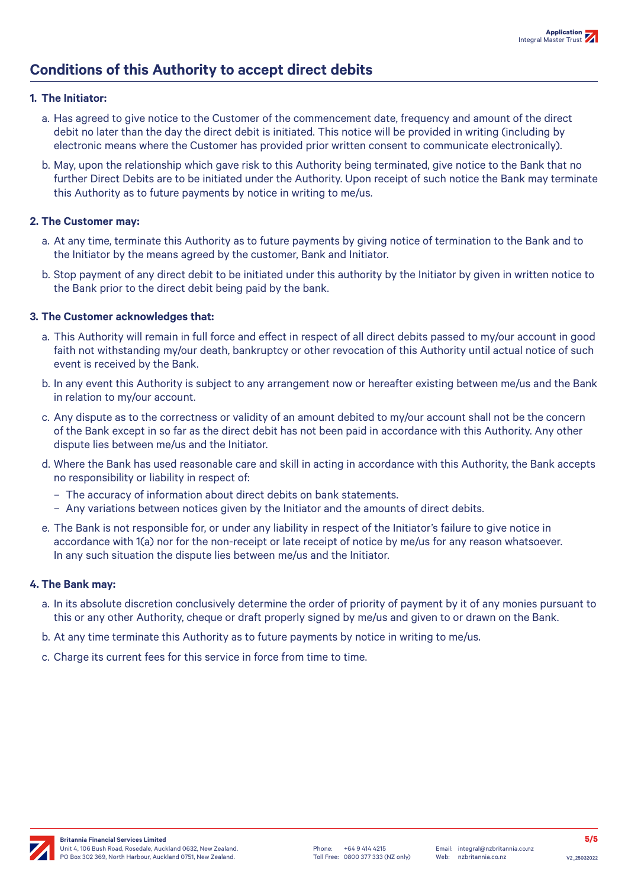## Conditions of this Authority to accept direct debits

**1. The Initiator:**

a. Has agreed to give notice to the Customer of the commencement date, frequency and amount of the direct debit no later than the day the direct debit is initiated. This notice will be provided in writing (including by electronic means where the Customer has provided prior written consent to communicate electronically).

b. May, upon the relationship which gave risk to this Authority being terminated, give notice to the Bank that no further Direct Debits are to be initiated under the Authority. Upon receipt of such notice the Bank may terminate this Authority as to future payments by notice in writing to me/us.

**2. The Customer may:**

a. At any time, terminate this Authority as to future payments by giving notice of termination to the Bank and to the Initiator by the means agreed by the customer, Bank and Initiator.

b. Stop payment of any direct debit to be initiated under this authority by the Initiator by given in written notice to the Bank prior to the direct debit being paid by the bank.

**3. The Customer acknowledges that:**

a. This Authority will remain in full force and effect in respect of all direct debits passed to my/our account in good faith not withstanding my/our death, bankruptcy or other revocation of this Authority until actual notice of such event is received by the Bank.

b. In any event this Authority is subject to any arrangement now or hereafter existing between me/us and the Bank in relation to my/our account.

c. Any dispute as to the correctness or validity of an amount debited to my/our account shall not be the concern of the Bank except in so far as the direct debit has not been paid in accordance with this Authority. Any other dispute lies between me/us and the Initiator.

d. Where the Bank has used reasonable care and skill in acting in accordance with this Authority, the Bank accepts no responsibility or liability in respect of:

- The accuracy of information about direct debits on bank statements.
- Any variations between notices given by the Initiator and the amounts of direct debits.

e. The Bank is not responsible for, or under any liability in respect of the Initiator's failure to give notice in accordance with 1(a) nor for the non-receipt or late receipt of notice by me/us for any reason whatsoever. In any such situation the dispute lies between me/us and the Initiator.

**4. The Bank may:**

a. In its absolute discretion conclusively determine the order of priority of payment by it of any monies pursuant to this or any other Authority, cheque or draft properly signed by me/us and given to or drawn on the Bank.

b. At any time terminate this Authority as to future payments by notice in writing to me/us.

c. Charge its current fees for this service in force from time to time.